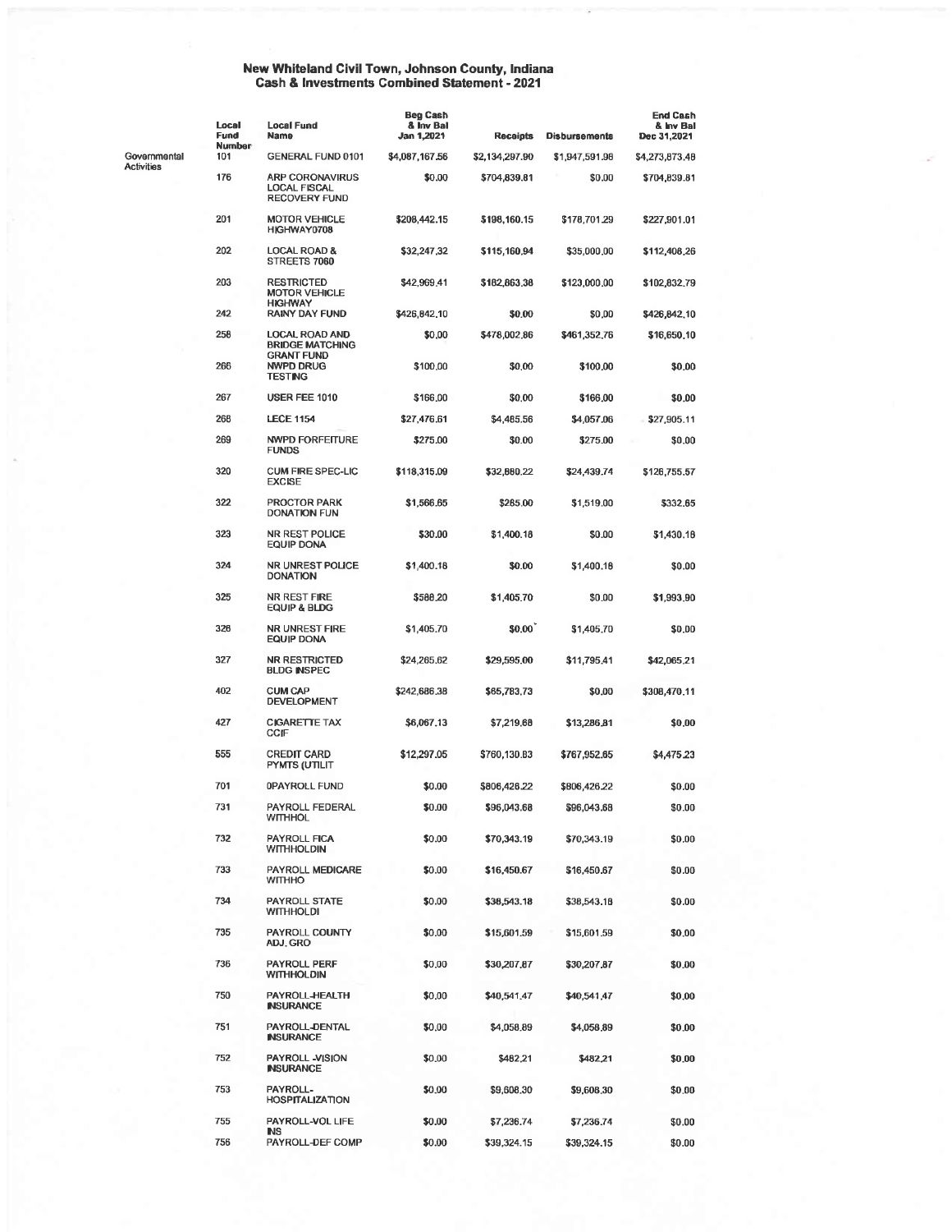# New Whiteland Civil Town, Johnson County, Indiana
## Cash & Investments Combined Statement - 2021

| | Local Fund Number | Local Fund Name | Beg Cash & Inv Bal Jan 1,2021 | Receipts | Disbursements | End Cash & Inv Bal Dec 31,2021 |
|---|---|---|---|---|---|---|
| Governmental Activities | 101 | GENERAL FUND 0101 | $4,087,167.56 | $2,134,297.90 | $1,947,591.98 | $4,273,873.48 |
| | 176 | ARP CORONAVIRUS LOCAL FISCAL RECOVERY FUND | $0.00 | $704,839.81 | $0.00 | $704,839.81 |
| | 201 | MOTOR VEHICLE HIGHWAY0708 | $208,442.15 | $198,160.15 | $178,701.29 | $227,901.01 |
| | 202 | LOCAL ROAD & STREETS 7060 | $32,247.32 | $115,160.94 | $35,000.00 | $112,408.26 |
| | 203 | RESTRICTED MOTOR VEHICLE HIGHWAY | $42,969.41 | $182,863.38 | $123,000.00 | $102,832.79 |
| | 242 | RAINY DAY FUND | $426,842.10 | $0.00 | $0.00 | $426,842.10 |
| | 258 | LOCAL ROAD AND BRIDGE MATCHING GRANT FUND | $0.00 | $478,002.86 | $461,352.76 | $16,650.10 |
| | 266 | NWPD DRUG TESTING | $100.00 | $0.00 | $100.00 | $0.00 |
| | 267 | USER FEE 1010 | $166.00 | $0.00 | $166.00 | $0.00 |
| | 268 | LECE 1154 | $27,476.61 | $4,485.56 | $4,057.06 | $27,905.11 |
| | 269 | NWPD FORFEITURE FUNDS | $275.00 | $0.00 | $275.00 | $0.00 |
| | 320 | CUM FIRE SPEC-LIC EXCISE | $118,315.09 | $32,880.22 | $24,439.74 | $126,755.57 |
| | 322 | PROCTOR PARK DONATION FUN | $1,566.65 | $285.00 | $1,519.00 | $332.65 |
| | 323 | NR REST POLICE EQUIP DONA | $30.00 | $1,400.18 | $0.00 | $1,430.18 |
| | 324 | NR UNREST POLICE DONATION | $1,400.18 | $0.00 | $1,400.18 | $0.00 |
| | 325 | NR REST FIRE EQUIP & BLDG | $588.20 | $1,405.70 | $0.00 | $1,993.90 |
| | 326 | NR UNREST FIRE EQUIP DONA | $1,405.70 | $0.00 | $1,405.70 | $0.00 |
| | 327 | NR RESTRICTED BLDG INSPEC | $24,265.62 | $29,595.00 | $11,795.41 | $42,065.21 |
| | 402 | CUM CAP DEVELOPMENT | $242,686.38 | $65,783.73 | $0.00 | $308,470.11 |
| | 427 | CIGARETTE TAX CCIF | $6,067.13 | $7,219.68 | $13,286.81 | $0.00 |
| | 555 | CREDIT CARD PYMTS (UTILIT | $12,297.05 | $760,130.83 | $767,952.65 | $4,475.23 |
| | 701 | 0PAYROLL FUND | $0.00 | $806,426.22 | $806,426.22 | $0.00 |
| | 731 | PAYROLL FEDERAL WITHHOL | $0.00 | $96,043.68 | $96,043.68 | $0.00 |
| | 732 | PAYROLL FICA WITHHOLDIN | $0.00 | $70,343.19 | $70,343.19 | $0.00 |
| | 733 | PAYROLL MEDICARE WITHHO | $0.00 | $16,450.67 | $16,450.67 | $0.00 |
| | 734 | PAYROLL STATE WITHHOLDI | $0.00 | $38,543.18 | $38,543.18 | $0.00 |
| | 735 | PAYROLL COUNTY ADJ. GRO | $0.00 | $15,601.59 | $15,601.59 | $0.00 |
| | 736 | PAYROLL PERF WITHHOLDIN | $0.00 | $30,207.87 | $30,207.87 | $0.00 |
| | 750 | PAYROLL-HEALTH INSURANCE | $0.00 | $40,541.47 | $40,541.47 | $0.00 |
| | 751 | PAYROLL-DENTAL INSURANCE | $0.00 | $4,058.89 | $4,058.89 | $0.00 |
| | 752 | PAYROLL -VISION INSURANCE | $0.00 | $482.21 | $482.21 | $0.00 |
| | 753 | PAYROLL-HOSPITALIZATION | $0.00 | $9,608.30 | $9,608.30 | $0.00 |
| | 755 | PAYROLL-VOL LIFE INS | $0.00 | $7,236.74 | $7,236.74 | $0.00 |
| | 756 | PAYROLL-DEF COMP | $0.00 | $39,324.15 | $39,324.15 | $0.00 |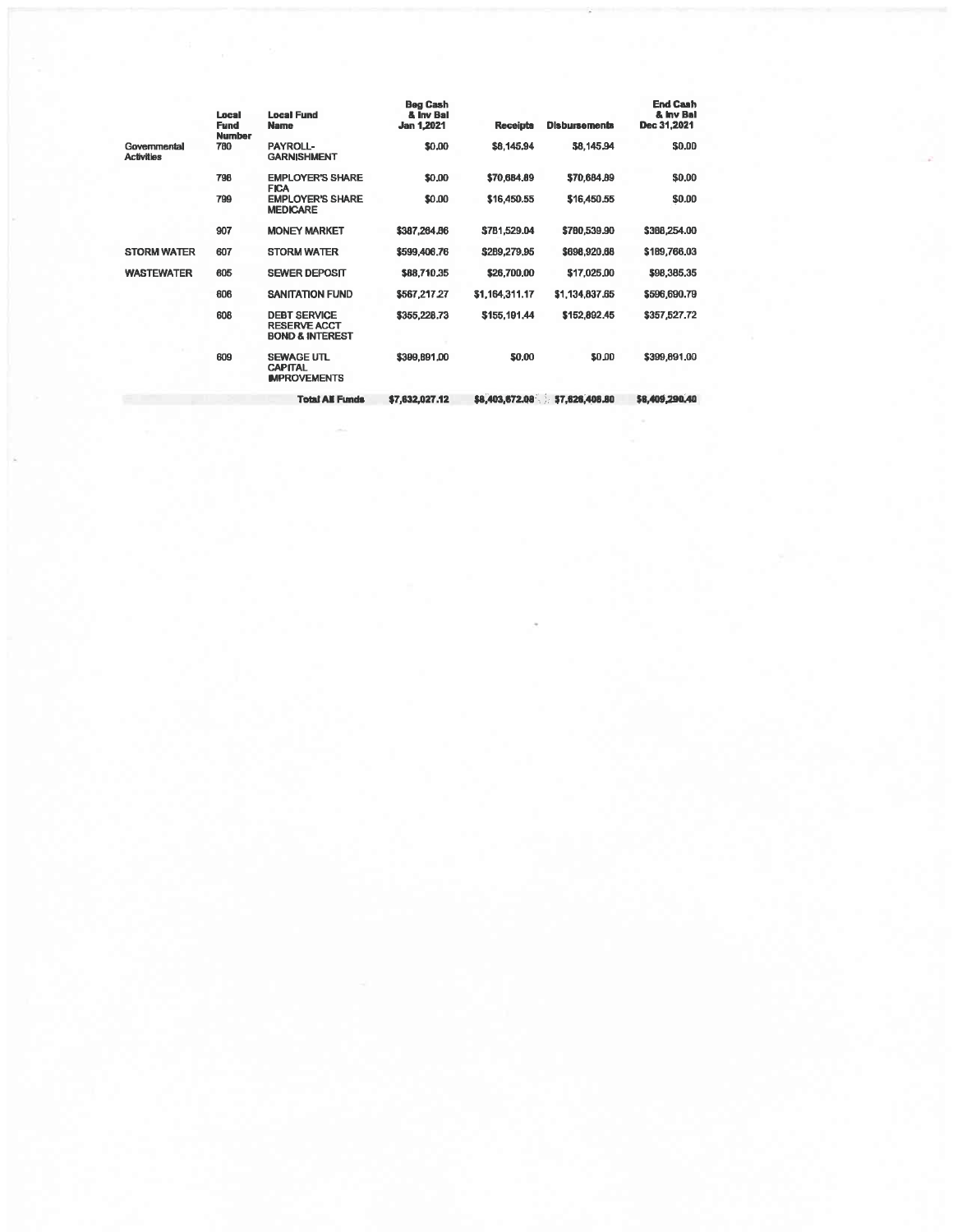| | Local Fund Number | Local Fund Name | Beg Cash & Inv Bal Jan 1,2021 | Receipts | Disbursements | End Cash & Inv Bal Dec 31,2021 |
|---|---|---|---|---|---|---|
| Governmental Activities | 780 | PAYROLL-GARNISHMENT | $0.00 | $8,145.94 | $8,145.94 | $0.00 |
| | 798 | EMPLOYER'S SHARE FICA | $0.00 | $70,684.89 | $70,684.89 | $0.00 |
| | 799 | EMPLOYER'S SHARE MEDICARE | $0.00 | $16,450.55 | $16,450.55 | $0.00 |
| | 907 | MONEY MARKET | $387,264.86 | $781,529.04 | $780,539.90 | $388,254.00 |
| STORM WATER | 607 | STORM WATER | $599,406.76 | $289,279.95 | $698,920.68 | $189,766.03 |
| WASTEWATER | 605 | SEWER DEPOSIT | $88,710.35 | $26,700.00 | $17,025.00 | $98,385.35 |
| | 606 | SANITATION FUND | $567,217.27 | $1,164,311.17 | $1,134,837.65 | $596,690.79 |
| | 608 | DEBT SERVICE RESERVE ACCT BOND & INTEREST | $355,228.73 | $155,191.44 | $152,892.45 | $357,527.72 |
| | 609 | SEWAGE UTL CAPITAL IMPROVEMENTS | $399,891.00 | $0.00 | $0.00 | $399,891.00 |
| | | **Total All Funds** | **$7,632,027.12** | **$8,403,672.08** | **$7,626,408.80** | **$8,409,290.40** |